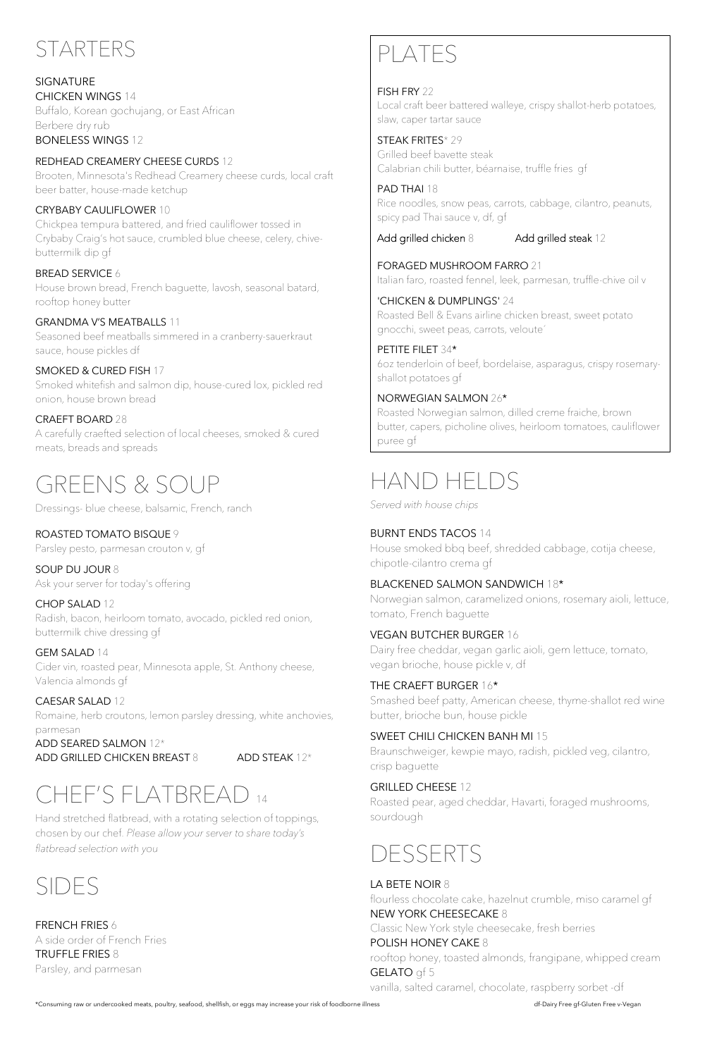# STARTERS

SIGNATURE
CHICKEN WINGS 14
Buffalo, Korean gochujang, or East African Berbere dry rub
BONELESS WINGS 12

REDHEAD CREAMERY CHEESE CURDS 12
Brooten, Minnesota's Redhead Creamery cheese curds, local craft beer batter, house-made ketchup

CRYBABY CAULIFLOWER 10
Chickpea tempura battered, and fried cauliflower tossed in Crybaby Craig's hot sauce, crumbled blue cheese, celery, chive-buttermilk dip gf

BREAD SERVICE 6
House brown bread, French baguette, lavosh, seasonal batard, rooftop honey butter

GRANDMA V'S MEATBALLS 11
Seasoned beef meatballs simmered in a cranberry-sauerkraut sauce, house pickles df

SMOKED & CURED FISH 17
Smoked whitefish and salmon dip, house-cured lox, pickled red onion, house brown bread

CRAEFT BOARD 28
A carefully craefted selection of local cheeses, smoked & cured meats, breads and spreads

# GREENS & SOUP

Dressings- blue cheese, balsamic, French, ranch

ROASTED TOMATO BISQUE 9
Parsley pesto, parmesan crouton v, gf

SOUP DU JOUR 8
Ask your server for today's offering

CHOP SALAD 12
Radish, bacon, heirloom tomato, avocado, pickled red onion, buttermilk chive dressing gf

GEM SALAD 14
Cider vin, roasted pear, Minnesota apple, St. Anthony cheese, Valencia almonds gf

CAESAR SALAD 12
Romaine, herb croutons, lemon parsley dressing, white anchovies, parmesan
ADD SEARED SALMON 12*
ADD GRILLED CHICKEN BREAST 8 ADD STEAK 12*

# CHEF'S FLATBREAD 14

Hand stretched flatbread, with a rotating selection of toppings, chosen by our chef. *Please allow your server to share today's flatbread selection with you*

# SIDES

FRENCH FRIES 6
A side order of French Fries
TRUFFLE FRIES 8
Parsley, and parmesan

# PLATES

FISH FRY 22
Local craft beer battered walleye, crispy shallot-herb potatoes, slaw, caper tartar sauce

STEAK FRITES* 29
Grilled beef bavette steak
Calabrian chili butter, béarnaise, truffle fries gf

PAD THAI 18
Rice noodles, snow peas, carrots, cabbage, cilantro, peanuts, spicy pad Thai sauce v, df, gf

Add grilled chicken 8 Add grilled steak 12

FORAGED MUSHROOM FARRO 21
Italian faro, roasted fennel, leek, parmesan, truffle-chive oil v

'CHICKEN & DUMPLINGS' 24
Roasted Bell & Evans airline chicken breast, sweet potato gnocchi, sweet peas, carrots, veloute´

PETITE FILET 34*
6oz tenderloin of beef, bordelaise, asparagus, crispy rosemary-shallot potatoes gf

NORWEGIAN SALMON 26*
Roasted Norwegian salmon, dilled creme fraiche, brown butter, capers, picholine olives, heirloom tomatoes, cauliflower puree gf

# HAND HELDS

*Served with house chips*

BURNT ENDS TACOS 14
House smoked bbq beef, shredded cabbage, cotija cheese, chipotle-cilantro crema gf

BLACKENED SALMON SANDWICH 18*
Norwegian salmon, caramelized onions, rosemary aioli, lettuce, tomato, French baguette

VEGAN BUTCHER BURGER 16
Dairy free cheddar, vegan garlic aioli, gem lettuce, tomato, vegan brioche, house pickle v, df

THE CRAEFT BURGER 16*
Smashed beef patty, American cheese, thyme-shallot red wine butter, brioche bun, house pickle

SWEET CHILI CHICKEN BANH MI 15
Braunschweiger, kewpie mayo, radish, pickled veg, cilantro, crisp baguette

GRILLED CHEESE 12
Roasted pear, aged cheddar, Havarti, foraged mushrooms, sourdough

# DESSERTS

LA BETE NOIR 8
flourless chocolate cake, hazelnut crumble, miso caramel gf
NEW YORK CHEESECAKE 8
Classic New York style cheesecake, fresh berries
POLISH HONEY CAKE 8
rooftop honey, toasted almonds, frangipane, whipped cream
GELATO gf 5
vanilla, salted caramel, chocolate, raspberry sorbet -df

*Consuming raw or undercooked meats, poultry, seafood, shellfish, or eggs may increase your risk of foodborne illness

df-Dairy Free gf-Gluten Free v-Vegan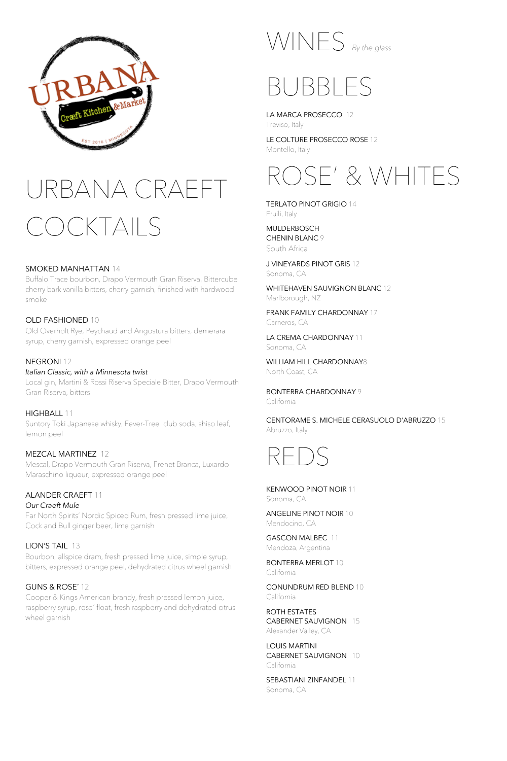# URBANA CRAEFT COCKTAILS

SMOKED MANHATTAN 14
Buffalo Trace bourbon, Drapo Vermouth Gran Riserva, Bittercube cherry bark vanilla bitters, cherry garnish, finished with hardwood smoke

OLD FASHIONED 10
Old Overholt Rye, Peychaud and Angostura bitters, demerara syrup, cherry garnish, expressed orange peel

NEGRONI 12
*Italian Classic, with a Minnesota twist*
Local gin, Martini & Rossi Riserva Speciale Bitter, Drapo Vermouth Gran Riserva, bitters

HIGHBALL 11
Suntory Toki Japanese whisky, Fever-Tree club soda, shiso leaf, lemon peel

MEZCAL MARTINEZ 12
Mescal, Drapo Vermouth Gran Riserva, Frenet Branca, Luxardo Maraschino liqueur, expressed orange peel

ALANDER CRAEFT 11
*Our Craeft Mule*
Far North Spirits' Nordic Spiced Rum, fresh pressed lime juice, Cock and Bull ginger beer, lime garnish

LION'S TAIL 13
Bourbon, allspice dram, fresh pressed lime juice, simple syrup, bitters, expressed orange peel, dehydrated citrus wheel garnish

GUNS & ROSE' 12
Cooper & Kings American brandy, fresh pressed lemon juice, raspberry syrup, rose' float, fresh raspberry and dehydrated citrus wheel garnish

# WINES *By the glass*

## BUBBLES

LA MARCA PROSECCO 12
Treviso, Italy

LE COLTURE PROSECCO ROSE 12
Montello, Italy

## ROSE' & WHITES

TERLATO PINOT GRIGIO 14
Fruili, Italy

MULDERBOSCH CHENIN BLANC 9
South Africa

J VINEYARDS PINOT GRIS 12
Sonoma, CA

WHITEHAVEN SAUVIGNON BLANC 12
Marlborough, NZ

FRANK FAMILY CHARDONNAY 17
Carneros, CA

LA CREMA CHARDONNAY 11
Sonoma, CA

WILLIAM HILL CHARDONNAY 8
North Coast, CA

BONTERRA CHARDONNAY 9
California

CENTORAME S. MICHELE CERASUOLO D'ABRUZZO 15
Abruzzo, Italy

## REDS

KENWOOD PINOT NOIR 11
Sonoma, CA

ANGELINE PINOT NOIR 10
Mendocino, CA

GASCON MALBEC 11
Mendoza, Argentina

BONTERRA MERLOT 10
California

CONUNDRUM RED BLEND 10
California

ROTH ESTATES CABERNET SAUVIGNON 15
Alexander Valley, CA

LOUIS MARTINI CABERNET SAUVIGNON 10
California

SEBASTIANI ZINFANDEL 11
Sonoma, CA